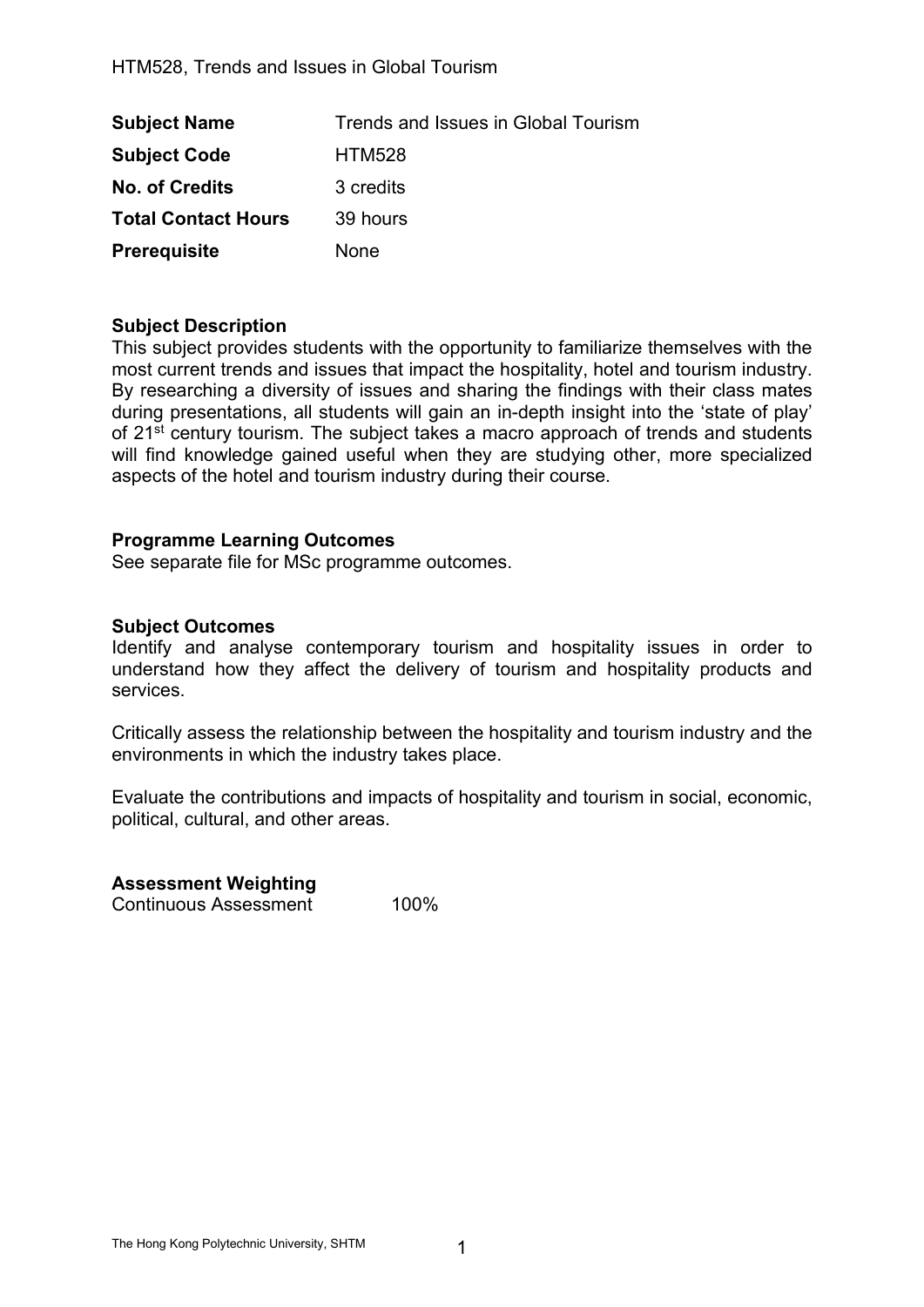| **Subject Name** | Trends and Issues in Global Tourism |
|---|---|
| **Subject Code** | HTM528 |
| **No. of Credits** | 3 credits |
| **Total Contact Hours** | 39 hours |
| **Prerequisite** | None |

**Subject Description**

This subject provides students with the opportunity to familiarize themselves with the most current trends and issues that impact the hospitality, hotel and tourism industry. By researching a diversity of issues and sharing the findings with their class mates during presentations, all students will gain an in-depth insight into the 'state of play' of 21st century tourism. The subject takes a macro approach of trends and students will find knowledge gained useful when they are studying other, more specialized aspects of the hotel and tourism industry during their course.

**Programme Learning Outcomes**

See separate file for MSc programme outcomes.

**Subject Outcomes**

Identify and analyse contemporary tourism and hospitality issues in order to understand how they affect the delivery of tourism and hospitality products and services.

Critically assess the relationship between the hospitality and tourism industry and the environments in which the industry takes place.

Evaluate the contributions and impacts of hospitality and tourism in social, economic, political, cultural, and other areas.

**Assessment Weighting**

Continuous Assessment 100%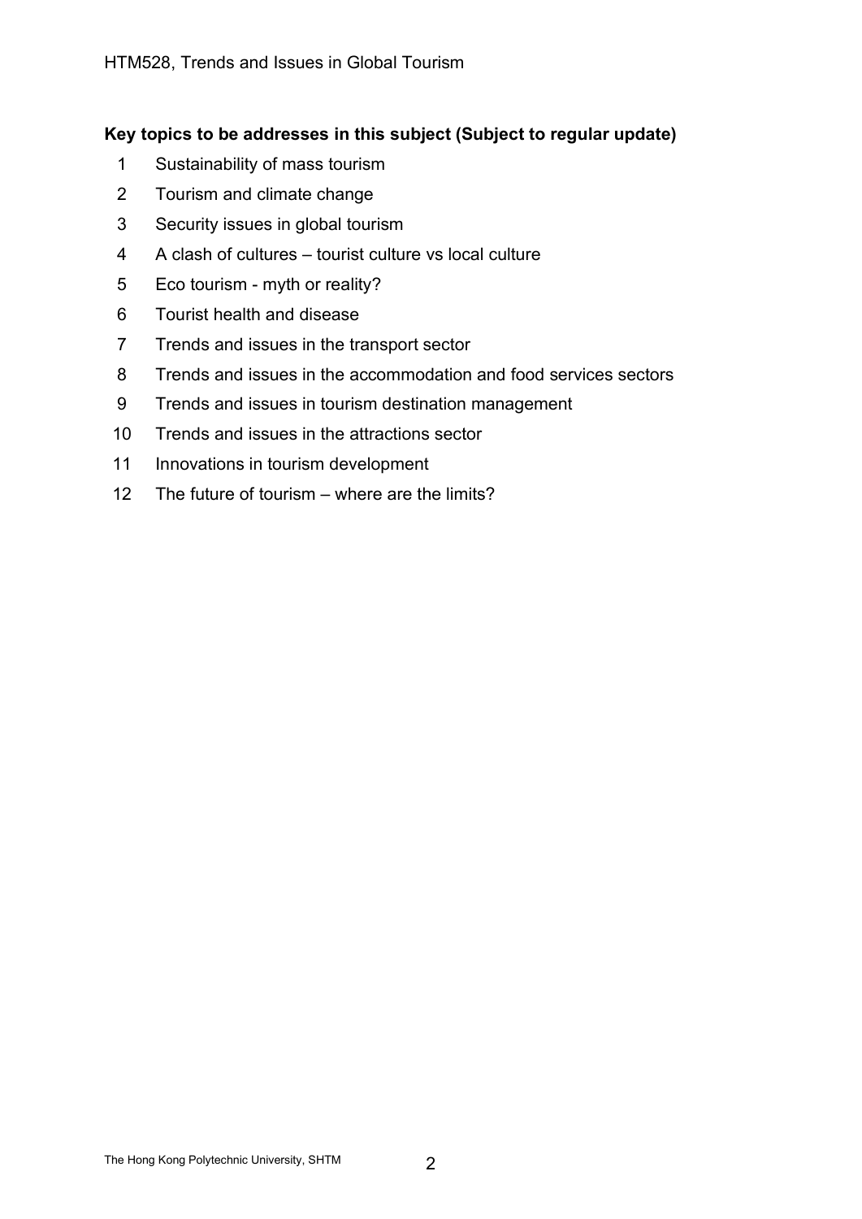**Key topics to be addresses in this subject (Subject to regular update)**

1. Sustainability of mass tourism
2. Tourism and climate change
3. Security issues in global tourism
4. A clash of cultures – tourist culture vs local culture
5. Eco tourism - myth or reality?
6. Tourist health and disease
7. Trends and issues in the transport sector
8. Trends and issues in the accommodation and food services sectors
9. Trends and issues in tourism destination management
10. Trends and issues in the attractions sector
11. Innovations in tourism development
12. The future of tourism – where are the limits?